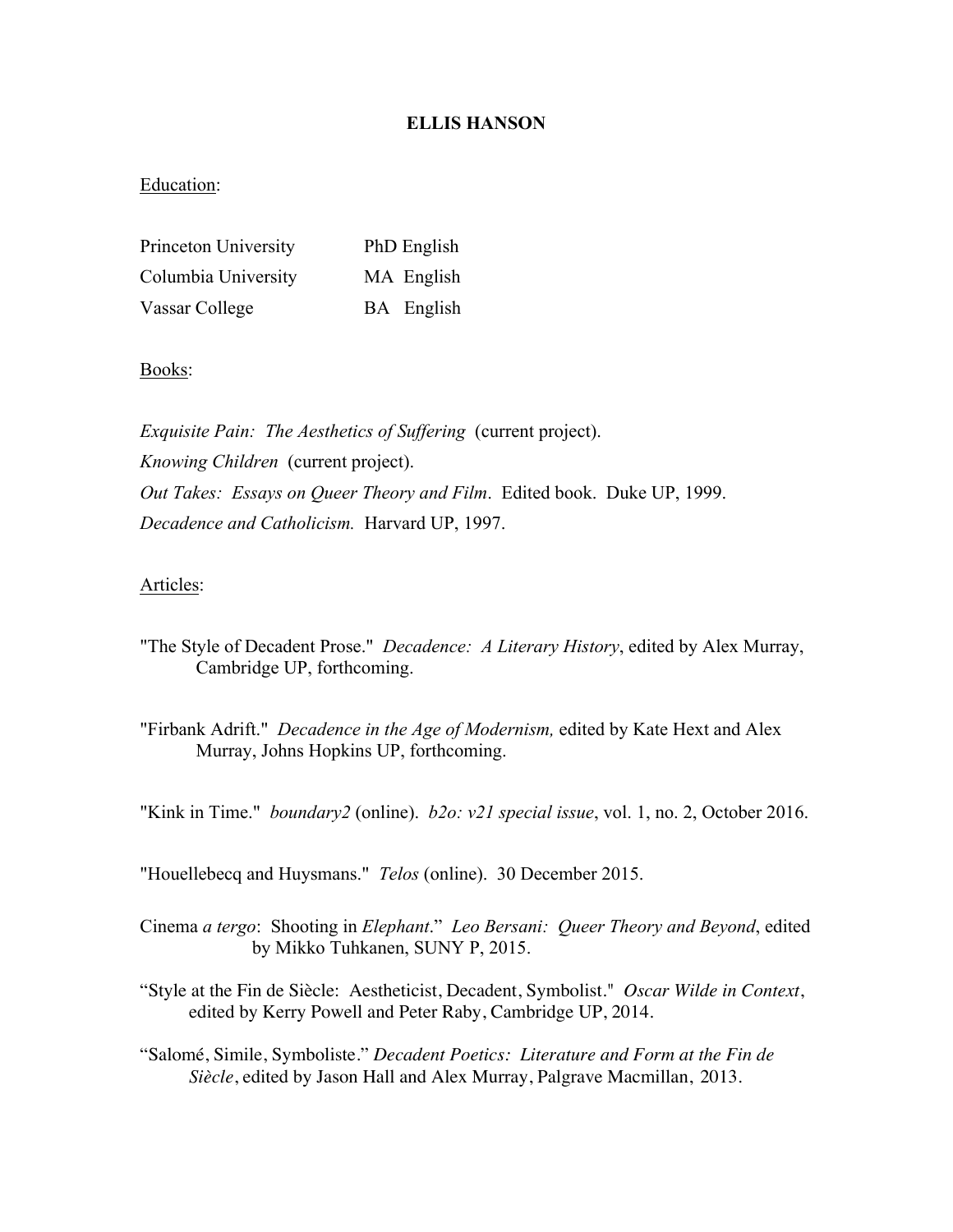# ELLIS HANSON

Education:

| Princeton University | PhD English |
|---|---|
| Columbia University | MA English |
| Vassar College | BA English |

Books:

*Exquisite Pain: The Aesthetics of Suffering* (current project).

*Knowing Children* (current project).

*Out Takes: Essays on Queer Theory and Film*. Edited book. Duke UP, 1999.

*Decadence and Catholicism.* Harvard UP, 1997.

Articles:

"The Style of Decadent Prose." *Decadence: A Literary History*, edited by Alex Murray, Cambridge UP, forthcoming.

"Firbank Adrift." *Decadence in the Age of Modernism,* edited by Kate Hext and Alex Murray, Johns Hopkins UP, forthcoming.

"Kink in Time." *boundary2* (online). *b2o: v21 special issue*, vol. 1, no. 2, October 2016.

"Houellebecq and Huysmans." *Telos* (online). 30 December 2015.

Cinema *a tergo*: Shooting in *Elephant*." *Leo Bersani: Queer Theory and Beyond*, edited by Mikko Tuhkanen, SUNY P, 2015.

"Style at the Fin de Siècle: Aestheticist, Decadent, Symbolist." *Oscar Wilde in Context*, edited by Kerry Powell and Peter Raby, Cambridge UP, 2014.

"Salomé, Simile, Symboliste." *Decadent Poetics: Literature and Form at the Fin de Siècle*, edited by Jason Hall and Alex Murray, Palgrave Macmillan, 2013.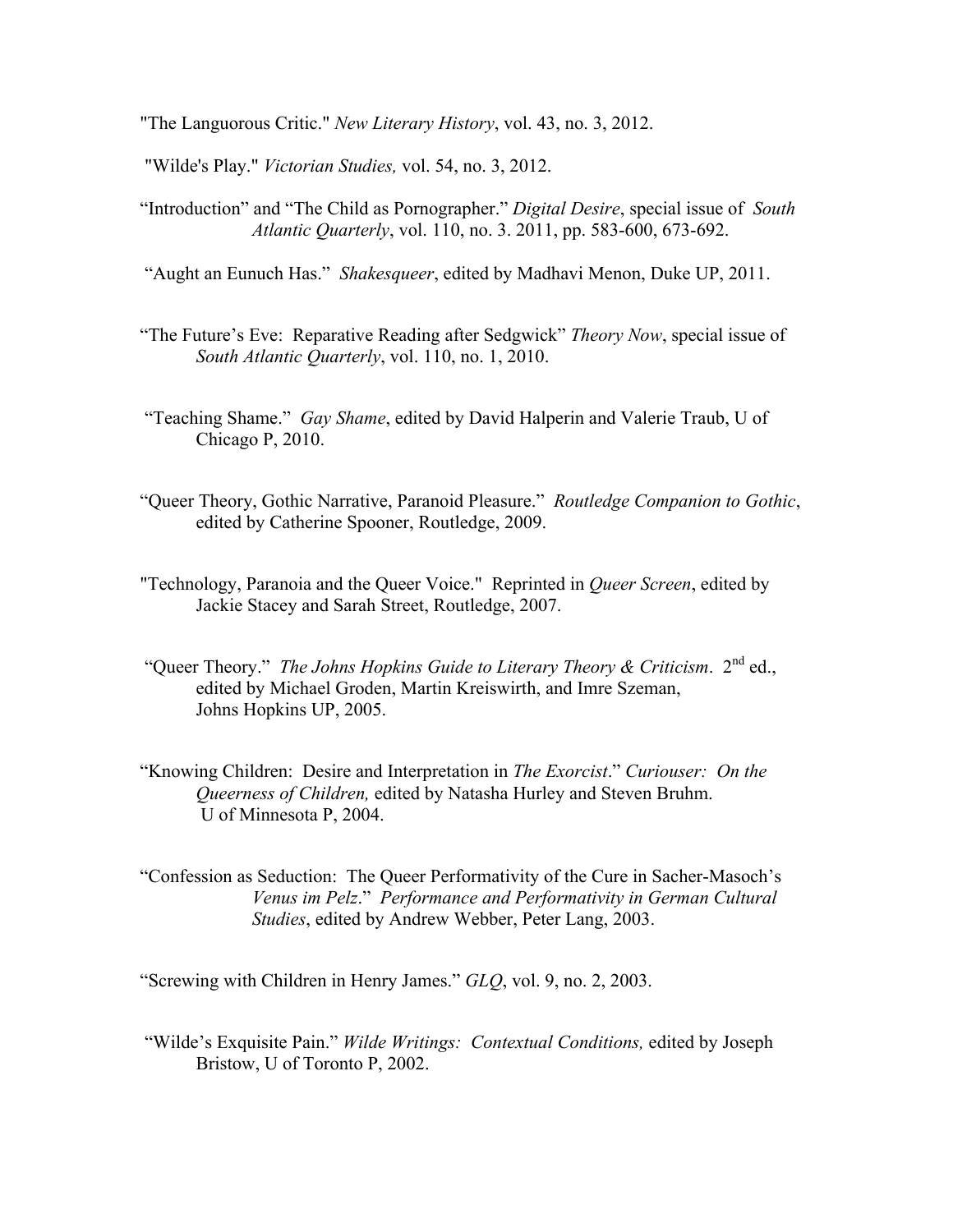"The Languorous Critic." *New Literary History*, vol. 43, no. 3, 2012.

"Wilde's Play." *Victorian Studies,* vol. 54, no. 3, 2012.

"Introduction" and "The Child as Pornographer." *Digital Desire*, special issue of *South Atlantic Quarterly*, vol. 110, no. 3. 2011, pp. 583-600, 673-692.

"Aught an Eunuch Has." *Shakesqueer*, edited by Madhavi Menon, Duke UP, 2011.

"The Future's Eve: Reparative Reading after Sedgwick" *Theory Now*, special issue of *South Atlantic Quarterly*, vol. 110, no. 1, 2010.

"Teaching Shame." *Gay Shame*, edited by David Halperin and Valerie Traub, U of Chicago P, 2010.

"Queer Theory, Gothic Narrative, Paranoid Pleasure." *Routledge Companion to Gothic*, edited by Catherine Spooner, Routledge, 2009.

"Technology, Paranoia and the Queer Voice." Reprinted in *Queer Screen*, edited by Jackie Stacey and Sarah Street, Routledge, 2007.

"Queer Theory." *The Johns Hopkins Guide to Literary Theory & Criticism*. 2nd ed., edited by Michael Groden, Martin Kreiswirth, and Imre Szeman, Johns Hopkins UP, 2005.

"Knowing Children: Desire and Interpretation in *The Exorcist*." *Curiouser: On the Queerness of Children,* edited by Natasha Hurley and Steven Bruhm. U of Minnesota P, 2004.

"Confession as Seduction: The Queer Performativity of the Cure in Sacher-Masoch's *Venus im Pelz*." *Performance and Performativity in German Cultural Studies*, edited by Andrew Webber, Peter Lang, 2003.

"Screwing with Children in Henry James." *GLQ*, vol. 9, no. 2, 2003.

"Wilde's Exquisite Pain." *Wilde Writings: Contextual Conditions,* edited by Joseph Bristow, U of Toronto P, 2002.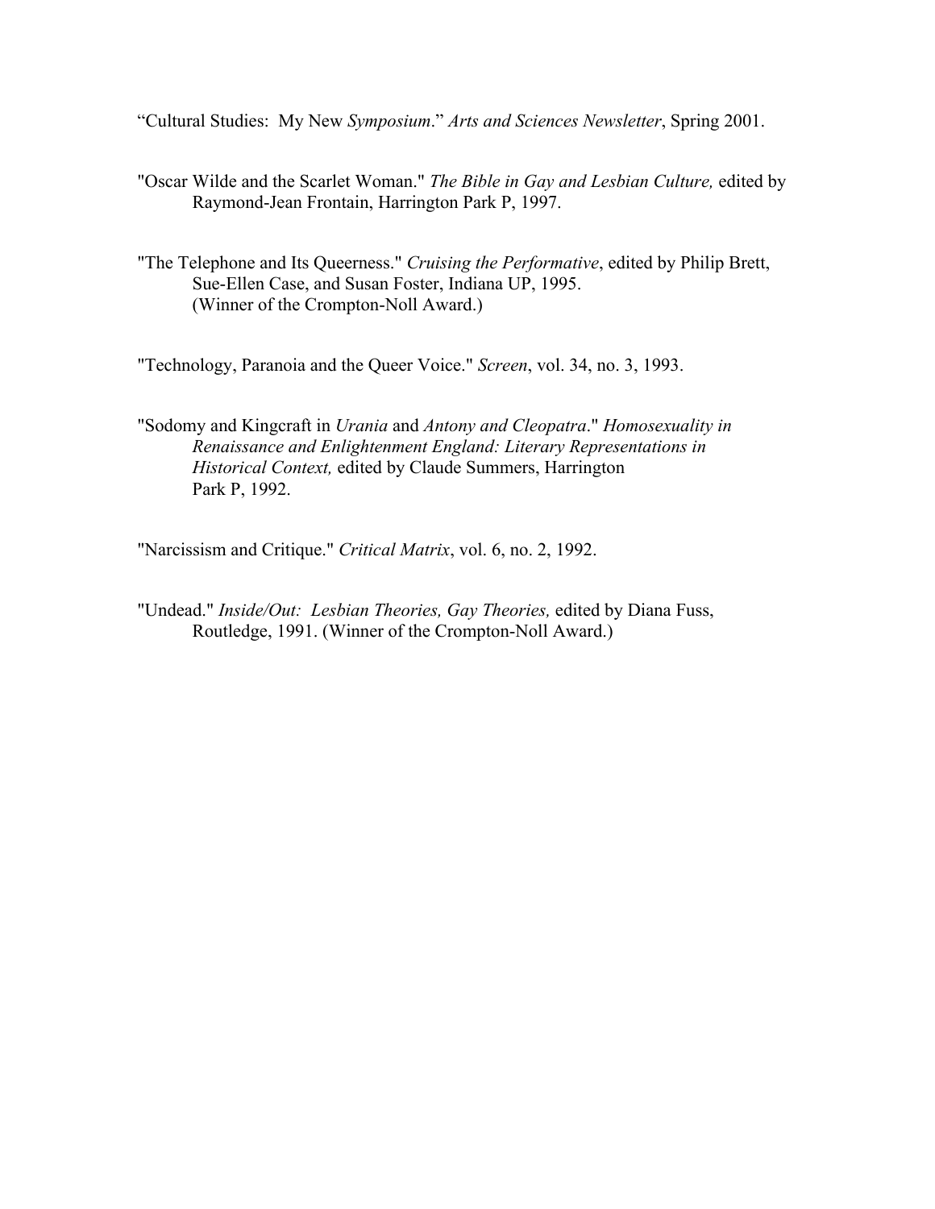"Cultural Studies:  My New *Symposium*." *Arts and Sciences Newsletter*, Spring 2001.

"Oscar Wilde and the Scarlet Woman." *The Bible in Gay and Lesbian Culture,* edited by Raymond-Jean Frontain, Harrington Park P, 1997.

"The Telephone and Its Queerness." *Cruising the Performative*, edited by Philip Brett, Sue-Ellen Case, and Susan Foster, Indiana UP, 1995. (Winner of the Crompton-Noll Award.)

"Technology, Paranoia and the Queer Voice." *Screen*, vol. 34, no. 3, 1993.

"Sodomy and Kingcraft in *Urania* and *Antony and Cleopatra*." *Homosexuality in Renaissance and Enlightenment England: Literary Representations in Historical Context,* edited by Claude Summers, Harrington Park P, 1992.

"Narcissism and Critique." *Critical Matrix*, vol. 6, no. 2, 1992.

"Undead." *Inside/Out:  Lesbian Theories, Gay Theories,* edited by Diana Fuss, Routledge, 1991. (Winner of the Crompton-Noll Award.)